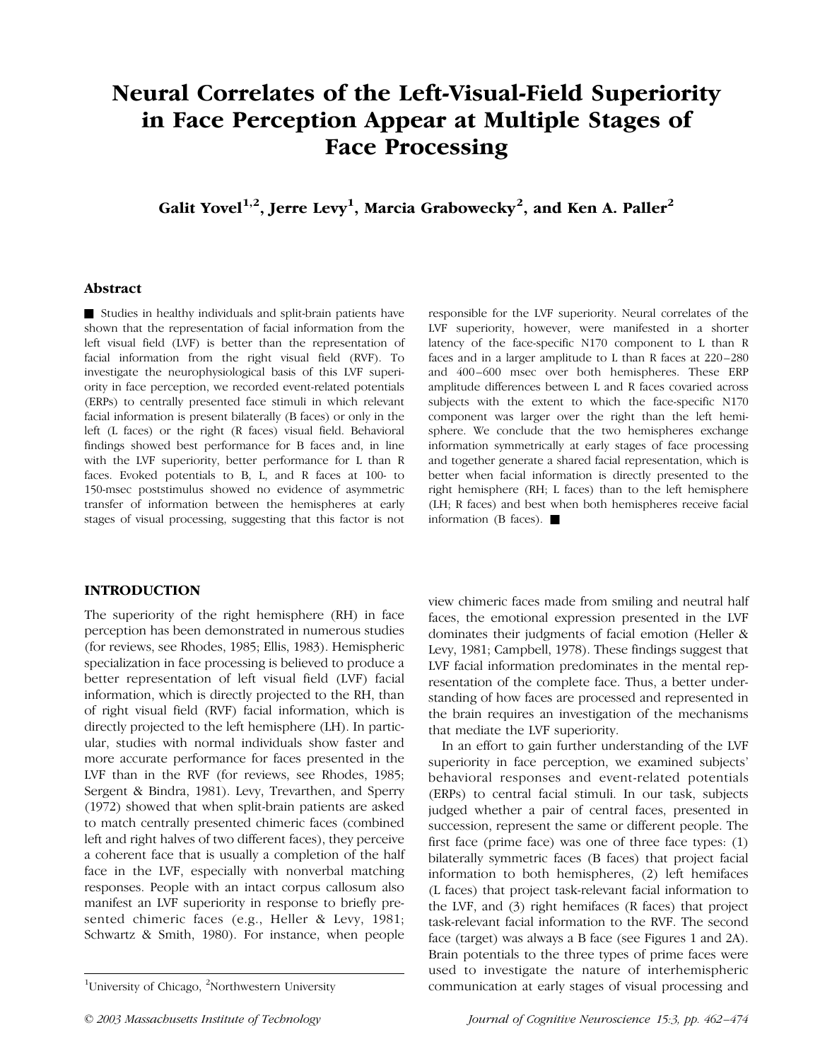# Neural Correlates of the Left-Visual-Field Superiority in Face Perception Appear at Multiple Stages of Face Processing

**Galit Yovel[1,2], Jerre Levy[1], Marcia Grabowecky[2], and Ken A. Paller[2]**

## Abstract

■ Studies in healthy individuals and split-brain patients have shown that the representation of facial information from the left visual field (LVF) is better than the representation of facial information from the right visual field (RVF). To investigate the neurophysiological basis of this LVF superiority in face perception, we recorded event-related potentials (ERPs) to centrally presented face stimuli in which relevant facial information is present bilaterally (B faces) or only in the left (L faces) or the right (R faces) visual field. Behavioral findings showed best performance for B faces and, in line with the LVF superiority, better performance for L than R faces. Evoked potentials to B, L, and R faces at 100- to 150-msec poststimulus showed no evidence of asymmetric transfer of information between the hemispheres at early stages of visual processing, suggesting that this factor is not responsible for the LVF superiority. Neural correlates of the LVF superiority, however, were manifested in a shorter latency of the face-specific N170 component to L than R faces and in a larger amplitude to L than R faces at 220–280 and 400–600 msec over both hemispheres. These ERP amplitude differences between L and R faces covaried across subjects with the extent to which the face-specific N170 component was larger over the right than the left hemisphere. We conclude that the two hemispheres exchange information symmetrically at early stages of face processing and together generate a shared facial representation, which is better when facial information is directly presented to the right hemisphere (RH; L faces) than to the left hemisphere (LH; R faces) and best when both hemispheres receive facial information (B faces). ■

## INTRODUCTION

The superiority of the right hemisphere (RH) in face perception has been demonstrated in numerous studies (for reviews, see Rhodes, 1985; Ellis, 1983). Hemispheric specialization in face processing is believed to produce a better representation of left visual field (LVF) facial information, which is directly projected to the RH, than of right visual field (RVF) facial information, which is directly projected to the left hemisphere (LH). In particular, studies with normal individuals show faster and more accurate performance for faces presented in the LVF than in the RVF (for reviews, see Rhodes, 1985; Sergent & Bindra, 1981). Levy, Trevarthen, and Sperry (1972) showed that when split-brain patients are asked to match centrally presented chimeric faces (combined left and right halves of two different faces), they perceive a coherent face that is usually a completion of the half face in the LVF, especially with nonverbal matching responses. People with an intact corpus callosum also manifest an LVF superiority in response to briefly presented chimeric faces (e.g., Heller & Levy, 1981; Schwartz & Smith, 1980). For instance, when people view chimeric faces made from smiling and neutral half faces, the emotional expression presented in the LVF dominates their judgments of facial emotion (Heller & Levy, 1981; Campbell, 1978). These findings suggest that LVF facial information predominates in the mental representation of the complete face. Thus, a better understanding of how faces are processed and represented in the brain requires an investigation of the mechanisms that mediate the LVF superiority.

In an effort to gain further understanding of the LVF superiority in face perception, we examined subjects' behavioral responses and event-related potentials (ERPs) to central facial stimuli. In our task, subjects judged whether a pair of central faces, presented in succession, represent the same or different people. The first face (prime face) was one of three face types: (1) bilaterally symmetric faces (B faces) that project facial information to both hemispheres, (2) left hemifaces (L faces) that project task-relevant facial information to the LVF, and (3) right hemifaces (R faces) that project task-relevant facial information to the RVF. The second face (target) was always a B face (see Figures 1 and 2A). Brain potentials to the three types of prime faces were used to investigate the nature of interhemispheric communication at early stages of visual processing and

[1]University of Chicago, [2]Northwestern University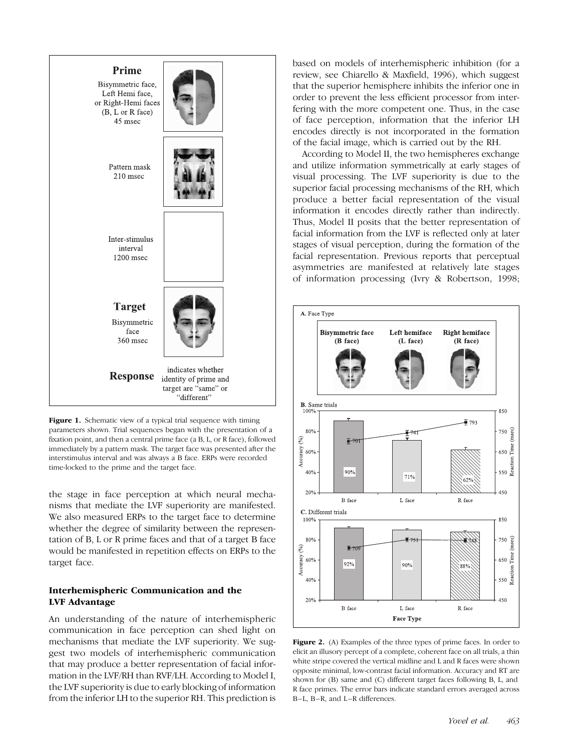**Prime**

Bisymmetric face, Left Hemi face, or Right-Hemi faces (B, L or R face) 45 msec

Pattern mask 210 msec

Inter-stimulus interval 1200 msec

**Target**

Bisymmetric face 360 msec

**Response** indicates whether identity of prime and target are "same" or "different"

**Figure 1.** Schematic view of a typical trial sequence with timing parameters shown. Trial sequences began with the presentation of a fixation point, and then a central prime face (a B, L, or R face), followed immediately by a pattern mask. The target face was presented after the interstimulus interval and was always a B face. ERPs were recorded time-locked to the prime and the target face.

the stage in face perception at which neural mechanisms that mediate the LVF superiority are manifested. We also measured ERPs to the target face to determine whether the degree of similarity between the representation of B, L or R prime faces and that of a target B face would be manifested in repetition effects on ERPs to the target face.

### Interhemispheric Communication and the LVF Advantage

An understanding of the nature of interhemispheric communication in face perception can shed light on mechanisms that mediate the LVF superiority. We suggest two models of interhemispheric communication that may produce a better representation of facial information in the LVF/RH than RVF/LH. According to Model I, the LVF superiority is due to early blocking of information from the inferior LH to the superior RH. This prediction is based on models of interhemispheric inhibition (for a review, see Chiarello & Maxfield, 1996), which suggest that the superior hemisphere inhibits the inferior one in order to prevent the less efficient processor from interfering with the more competent one. Thus, in the case of face perception, information that the inferior LH encodes directly is not incorporated in the formation of the facial image, which is carried out by the RH.

According to Model II, the two hemispheres exchange and utilize information symmetrically at early stages of visual processing. The LVF superiority is due to the superior facial processing mechanisms of the RH, which produce a better facial representation of the visual information it encodes directly rather than indirectly. Thus, Model II posits that the better representation of facial information from the LVF is reflected only at later stages of visual perception, during the formation of the facial representation. Previous reports that perceptual asymmetries are manifested at relatively late stages of information processing (Ivry & Robertson, 1998;

A. Face Type

Bisymmetric face (B face) | Left hemiface (L face) | Right hemiface (R face)

B. Same trials

Accuracy (%) | Reaction Time (msec)

100% 80% 60% 40% 20% | 850 750 650 550 450

90% 71% 62%

701 741 793

B face L face R face

C. Different trials

Accuracy (%) | Reaction Time (msec)

100% 80% 60% 40% 20% | 850 750 650 550 450

92% 90% 88%

709 751 748

B face L face R face

Face Type

**Figure 2.** (A) Examples of the three types of prime faces. In order to elicit an illusory percept of a complete, coherent face on all trials, a thin white stripe covered the vertical midline and L and R faces were shown opposite minimal, low-contrast facial information. Accuracy and RT are shown for (B) same and (C) different target faces following B, L, and R face primes. The error bars indicate standard errors averaged across B–L, B–R, and L–R differences.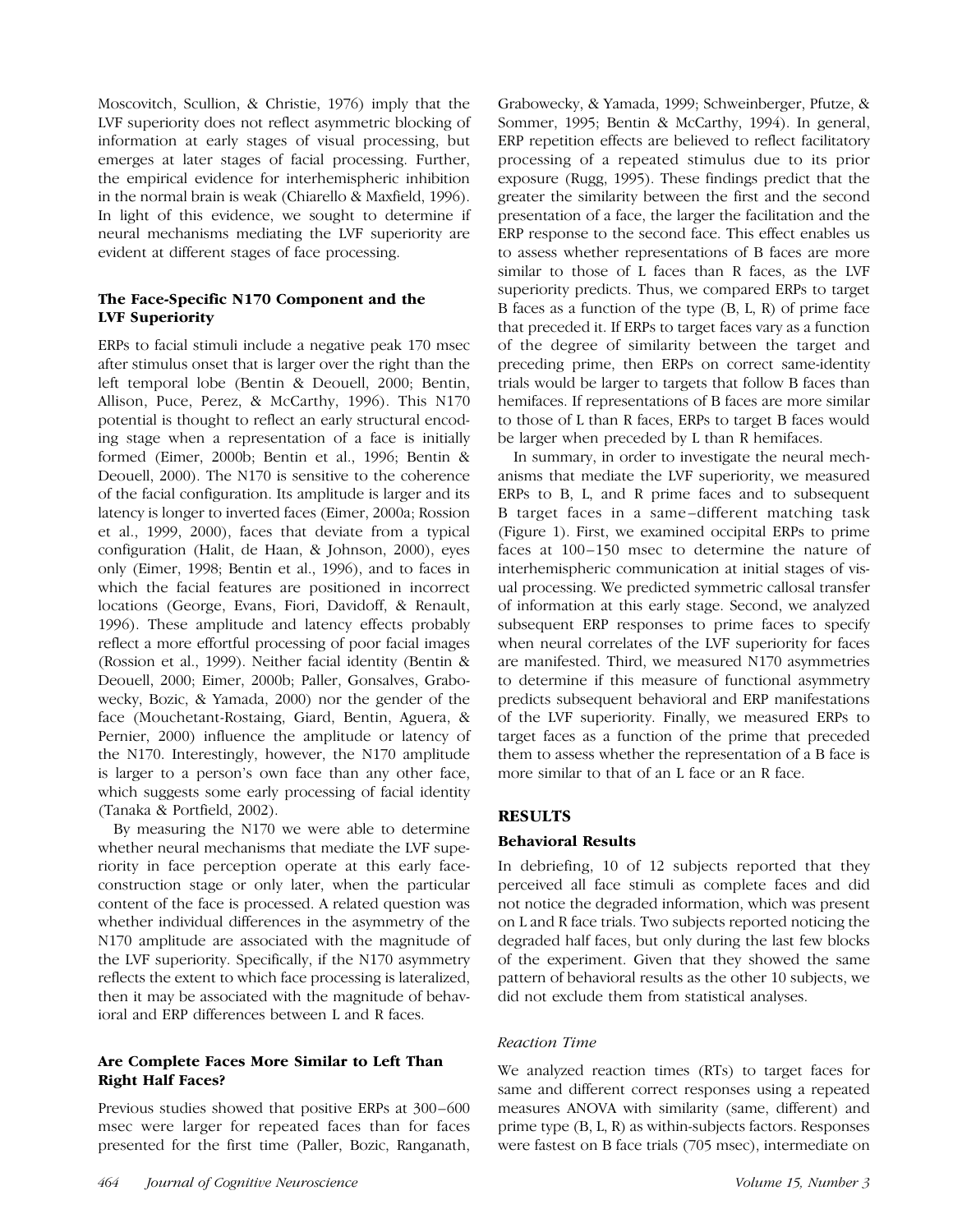Moscovitch, Scullion, & Christie, 1976) imply that the LVF superiority does not reflect asymmetric blocking of information at early stages of visual processing, but emerges at later stages of facial processing. Further, the empirical evidence for interhemispheric inhibition in the normal brain is weak (Chiarello & Maxfield, 1996). In light of this evidence, we sought to determine if neural mechanisms mediating the LVF superiority are evident at different stages of face processing.

### The Face-Specific N170 Component and the LVF Superiority

ERPs to facial stimuli include a negative peak 170 msec after stimulus onset that is larger over the right than the left temporal lobe (Bentin & Deouell, 2000; Bentin, Allison, Puce, Perez, & McCarthy, 1996). This N170 potential is thought to reflect an early structural encoding stage when a representation of a face is initially formed (Eimer, 2000b; Bentin et al., 1996; Bentin & Deouell, 2000). The N170 is sensitive to the coherence of the facial configuration. Its amplitude is larger and its latency is longer to inverted faces (Eimer, 2000a; Rossion et al., 1999, 2000), faces that deviate from a typical configuration (Halit, de Haan, & Johnson, 2000), eyes only (Eimer, 1998; Bentin et al., 1996), and to faces in which the facial features are positioned in incorrect locations (George, Evans, Fiori, Davidoff, & Renault, 1996). These amplitude and latency effects probably reflect a more effortful processing of poor facial images (Rossion et al., 1999). Neither facial identity (Bentin & Deouell, 2000; Eimer, 2000b; Paller, Gonsalves, Grabowecky, Bozic, & Yamada, 2000) nor the gender of the face (Mouchetant-Rostaing, Giard, Bentin, Aguera, & Pernier, 2000) influence the amplitude or latency of the N170. Interestingly, however, the N170 amplitude is larger to a person's own face than any other face, which suggests some early processing of facial identity (Tanaka & Portfield, 2002).

By measuring the N170 we were able to determine whether neural mechanisms that mediate the LVF superiority in face perception operate at this early face-construction stage or only later, when the particular content of the face is processed. A related question was whether individual differences in the asymmetry of the N170 amplitude are associated with the magnitude of the LVF superiority. Specifically, if the N170 asymmetry reflects the extent to which face processing is lateralized, then it may be associated with the magnitude of behavioral and ERP differences between L and R faces.

### Are Complete Faces More Similar to Left Than Right Half Faces?

Previous studies showed that positive ERPs at 300–600 msec were larger for repeated faces than for faces presented for the first time (Paller, Bozic, Ranganath, Grabowecky, & Yamada, 1999; Schweinberger, Pfutze, & Sommer, 1995; Bentin & McCarthy, 1994). In general, ERP repetition effects are believed to reflect facilitatory processing of a repeated stimulus due to its prior exposure (Rugg, 1995). These findings predict that the greater the similarity between the first and the second presentation of a face, the larger the facilitation and the ERP response to the second face. This effect enables us to assess whether representations of B faces are more similar to those of L faces than R faces, as the LVF superiority predicts. Thus, we compared ERPs to target B faces as a function of the type (B, L, R) of prime face that preceded it. If ERPs to target faces vary as a function of the degree of similarity between the target and preceding prime, then ERPs on correct same-identity trials would be larger to targets that follow B faces than hemifaces. If representations of B faces are more similar to those of L than R faces, ERPs to target B faces would be larger when preceded by L than R hemifaces.

In summary, in order to investigate the neural mechanisms that mediate the LVF superiority, we measured ERPs to B, L, and R prime faces and to subsequent B target faces in a same–different matching task (Figure 1). First, we examined occipital ERPs to prime faces at 100–150 msec to determine the nature of interhemispheric communication at initial stages of visual processing. We predicted symmetric callosal transfer of information at this early stage. Second, we analyzed subsequent ERP responses to prime faces to specify when neural correlates of the LVF superiority for faces are manifested. Third, we measured N170 asymmetries to determine if this measure of functional asymmetry predicts subsequent behavioral and ERP manifestations of the LVF superiority. Finally, we measured ERPs to target faces as a function of the prime that preceded them to assess whether the representation of a B face is more similar to that of an L face or an R face.

## RESULTS

### Behavioral Results

In debriefing, 10 of 12 subjects reported that they perceived all face stimuli as complete faces and did not notice the degraded information, which was present on L and R face trials. Two subjects reported noticing the degraded half faces, but only during the last few blocks of the experiment. Given that they showed the same pattern of behavioral results as the other 10 subjects, we did not exclude them from statistical analyses.

#### *Reaction Time*

We analyzed reaction times (RTs) to target faces for same and different correct responses using a repeated measures ANOVA with similarity (same, different) and prime type (B, L, R) as within-subjects factors. Responses were fastest on B face trials (705 msec), intermediate on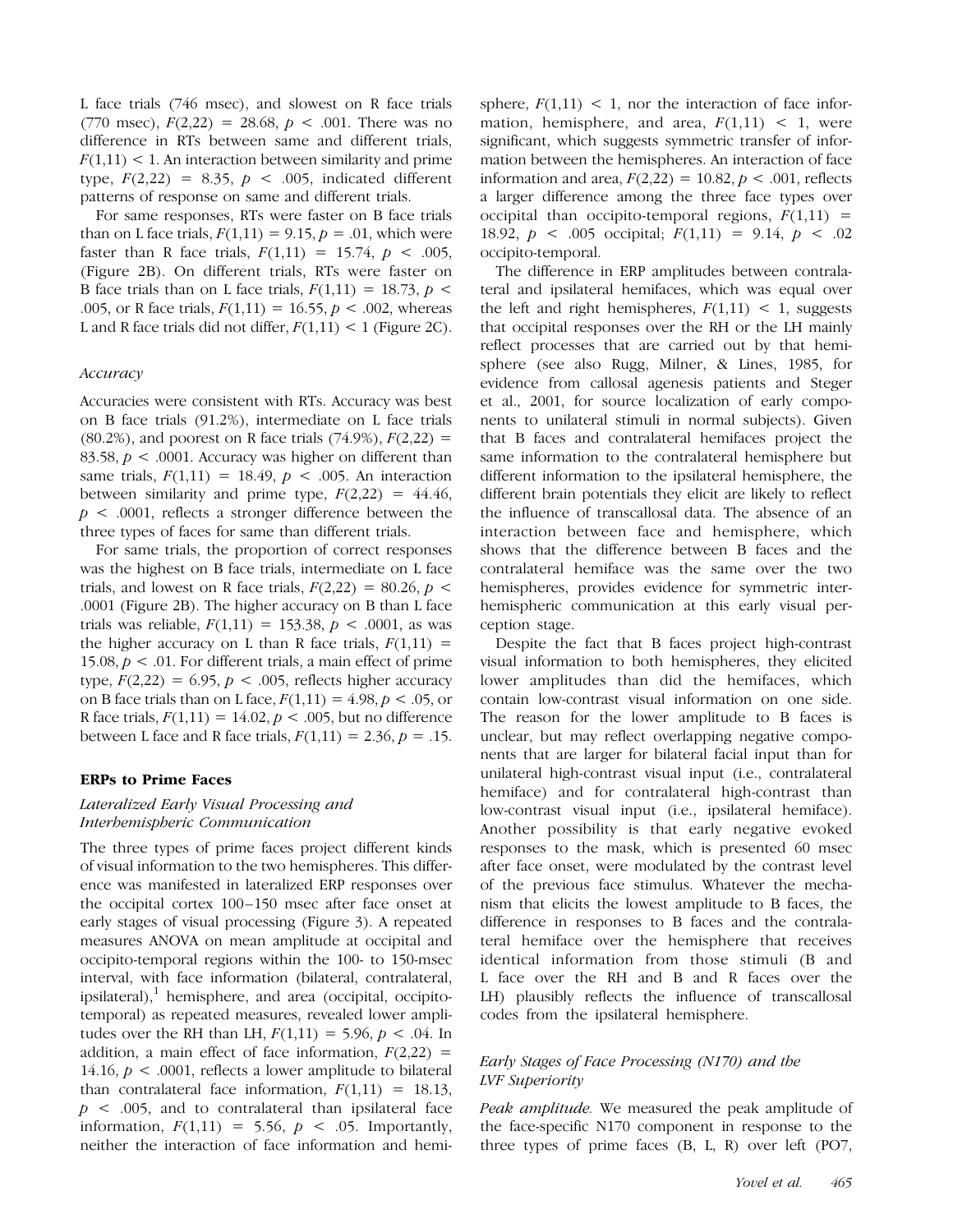L face trials (746 msec), and slowest on R face trials (770 msec), $F(2,22) = 28.68$, $p < .001$. There was no difference in RTs between same and different trials, $F(1,11) < 1$. An interaction between similarity and prime type, $F(2,22) = 8.35$, $p < .005$, indicated different patterns of response on same and different trials.

For same responses, RTs were faster on B face trials than on L face trials, $F(1,11) = 9.15$, $p = .01$, which were faster than R face trials, $F(1,11) = 15.74$, $p < .005$, (Figure 2B). On different trials, RTs were faster on B face trials than on L face trials, $F(1,11) = 18.73$, $p < .005$, or R face trials, $F(1,11) = 16.55$, $p < .002$, whereas L and R face trials did not differ, $F(1,11) < 1$ (Figure 2C).

### *Accuracy*

Accuracies were consistent with RTs. Accuracy was best on B face trials (91.2%), intermediate on L face trials (80.2%), and poorest on R face trials (74.9%), $F(2,22) = 83.58$, $p < .0001$. Accuracy was higher on different than same trials, $F(1,11) = 18.49$, $p < .005$. An interaction between similarity and prime type, $F(2,22) = 44.46$, $p < .0001$, reflects a stronger difference between the three types of faces for same than different trials.

For same trials, the proportion of correct responses was the highest on B face trials, intermediate on L face trials, and lowest on R face trials, $F(2,22) = 80.26$, $p < .0001$ (Figure 2B). The higher accuracy on B than L face trials was reliable, $F(1,11) = 153.38$, $p < .0001$, as was the higher accuracy on L than R face trials, $F(1,11) = 15.08$, $p < .01$. For different trials, a main effect of prime type, $F(2,22) = 6.95$, $p < .005$, reflects higher accuracy on B face trials than on L face, $F(1,11) = 4.98$, $p < .05$, or R face trials, $F(1,11) = 14.02$, $p < .005$, but no difference between L face and R face trials, $F(1,11) = 2.36$, $p = .15$.

## ERPs to Prime Faces

### *Lateralized Early Visual Processing and Interhemispheric Communication*

The three types of prime faces project different kinds of visual information to the two hemispheres. This difference was manifested in lateralized ERP responses over the occipital cortex 100–150 msec after face onset at early stages of visual processing (Figure 3). A repeated measures ANOVA on mean amplitude at occipital and occipito-temporal regions within the 100- to 150-msec interval, with face information (bilateral, contralateral, ipsilateral),[1] hemisphere, and area (occipital, occipito-temporal) as repeated measures, revealed lower amplitudes over the RH than LH, $F(1,11) = 5.96$, $p < .04$. In addition, a main effect of face information, $F(2,22) = 14.16$, $p < .0001$, reflects a lower amplitude to bilateral than contralateral face information, $F(1,11) = 18.13$, $p < .005$, and to contralateral than ipsilateral face information, $F(1,11) = 5.56$, $p < .05$. Importantly, neither the interaction of face information and hemisphere, $F(1,11) < 1$, nor the interaction of face information, hemisphere, and area, $F(1,11) < 1$, were significant, which suggests symmetric transfer of information between the hemispheres. An interaction of face information and area, $F(2,22) = 10.82$, $p < .001$, reflects a larger difference among the three face types over occipital than occipito-temporal regions, $F(1,11) = 18.92$, $p < .005$ occipital; $F(1,11) = 9.14$, $p < .02$ occipito-temporal.

The difference in ERP amplitudes between contralateral and ipsilateral hemifaces, which was equal over the left and right hemispheres, $F(1,11) < 1$, suggests that occipital responses over the RH or the LH mainly reflect processes that are carried out by that hemisphere (see also Rugg, Milner, & Lines, 1985, for evidence from callosal agenesis patients and Steger et al., 2001, for source localization of early components to unilateral stimuli in normal subjects). Given that B faces and contralateral hemifaces project the same information to the contralateral hemisphere but different information to the ipsilateral hemisphere, the different brain potentials they elicit are likely to reflect the influence of transcallosal data. The absence of an interaction between face and hemisphere, which shows that the difference between B faces and the contralateral hemiface was the same over the two hemispheres, provides evidence for symmetric interhemispheric communication at this early visual perception stage.

Despite the fact that B faces project high-contrast visual information to both hemispheres, they elicited lower amplitudes than did the hemifaces, which contain low-contrast visual information on one side. The reason for the lower amplitude to B faces is unclear, but may reflect overlapping negative components that are larger for bilateral facial input than for unilateral high-contrast visual input (i.e., contralateral hemiface) and for contralateral high-contrast than low-contrast visual input (i.e., ipsilateral hemiface). Another possibility is that early negative evoked responses to the mask, which is presented 60 msec after face onset, were modulated by the contrast level of the previous face stimulus. Whatever the mechanism that elicits the lowest amplitude to B faces, the difference in responses to B faces and the contralateral hemiface over the hemisphere that receives identical information from those stimuli (B and L face over the RH and B and R faces over the LH) plausibly reflects the influence of transcallosal codes from the ipsilateral hemisphere.

### *Early Stages of Face Processing (N170) and the LVF Superiority*

*Peak amplitude.* We measured the peak amplitude of the face-specific N170 component in response to the three types of prime faces (B, L, R) over left (PO7,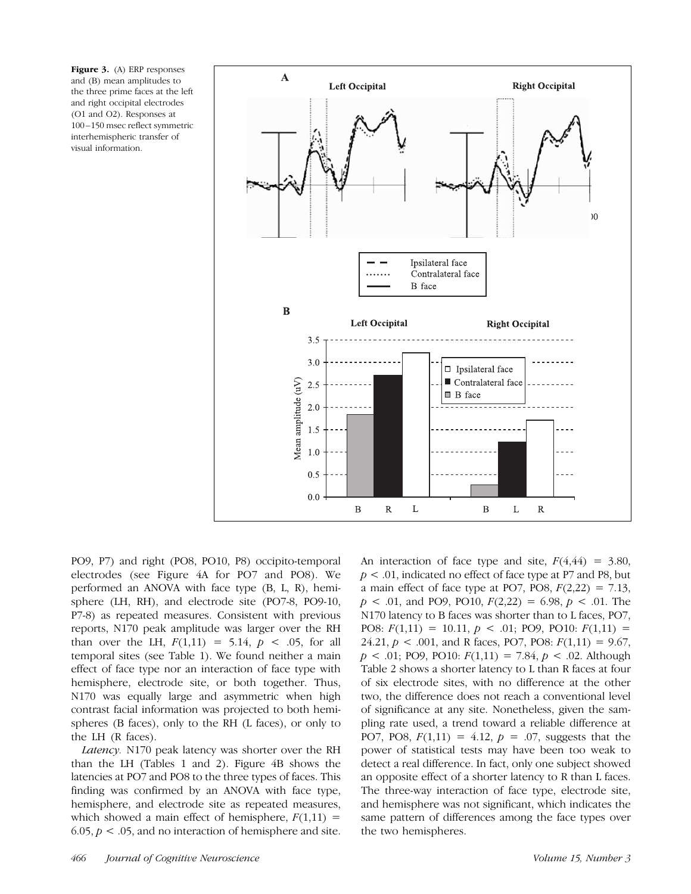**Figure 3.** (A) ERP responses and (B) mean amplitudes to the three prime faces at the left and right occipital electrodes (O1 and O2). Responses at 100–150 msec reflect symmetric interhemispheric transfer of visual information.

PO9, P7) and right (PO8, PO10, P8) occipito-temporal electrodes (see Figure 4A for PO7 and PO8). We performed an ANOVA with face type (B, L, R), hemisphere (LH, RH), and electrode site (PO7-8, PO9-10, P7-8) as repeated measures. Consistent with previous reports, N170 peak amplitude was larger over the RH than over the LH, $F(1,11) = 5.14$, $p < .05$, for all temporal sites (see Table 1). We found neither a main effect of face type nor an interaction of face type with hemisphere, electrode site, or both together. Thus, N170 was equally large and asymmetric when high contrast facial information was projected to both hemispheres (B faces), only to the RH (L faces), or only to the LH (R faces).

*Latency.* N170 peak latency was shorter over the RH than the LH (Tables 1 and 2). Figure 4B shows the latencies at PO7 and PO8 to the three types of faces. This finding was confirmed by an ANOVA with face type, hemisphere, and electrode site as repeated measures, which showed a main effect of hemisphere, $F(1,11) = 6.05$, $p < .05$, and no interaction of hemisphere and site. An interaction of face type and site, $F(4,44) = 3.80$, $p < .01$, indicated no effect of face type at P7 and P8, but a main effect of face type at PO7, PO8, $F(2,22) = 7.13$, $p < .01$, and PO9, PO10, $F(2,22) = 6.98$, $p < .01$. The N170 latency to B faces was shorter than to L faces, PO7, PO8: $F(1,11) = 10.11$, $p < .01$; PO9, PO10: $F(1,11) = 24.21$, $p < .001$, and R faces, PO7, PO8: $F(1,11) = 9.67$, $p < .01$; PO9, PO10: $F(1,11) = 7.84$, $p < .02$. Although Table 2 shows a shorter latency to L than R faces at four of six electrode sites, with no difference at the other two, the difference does not reach a conventional level of significance at any site. Nonetheless, given the sampling rate used, a trend toward a reliable difference at PO7, PO8, $F(1,11) = 4.12$, $p = .07$, suggests that the power of statistical tests may have been too weak to detect a real difference. In fact, only one subject showed an opposite effect of a shorter latency to R than L faces. The three-way interaction of face type, electrode site, and hemisphere was not significant, which indicates the same pattern of differences among the face types over the two hemispheres.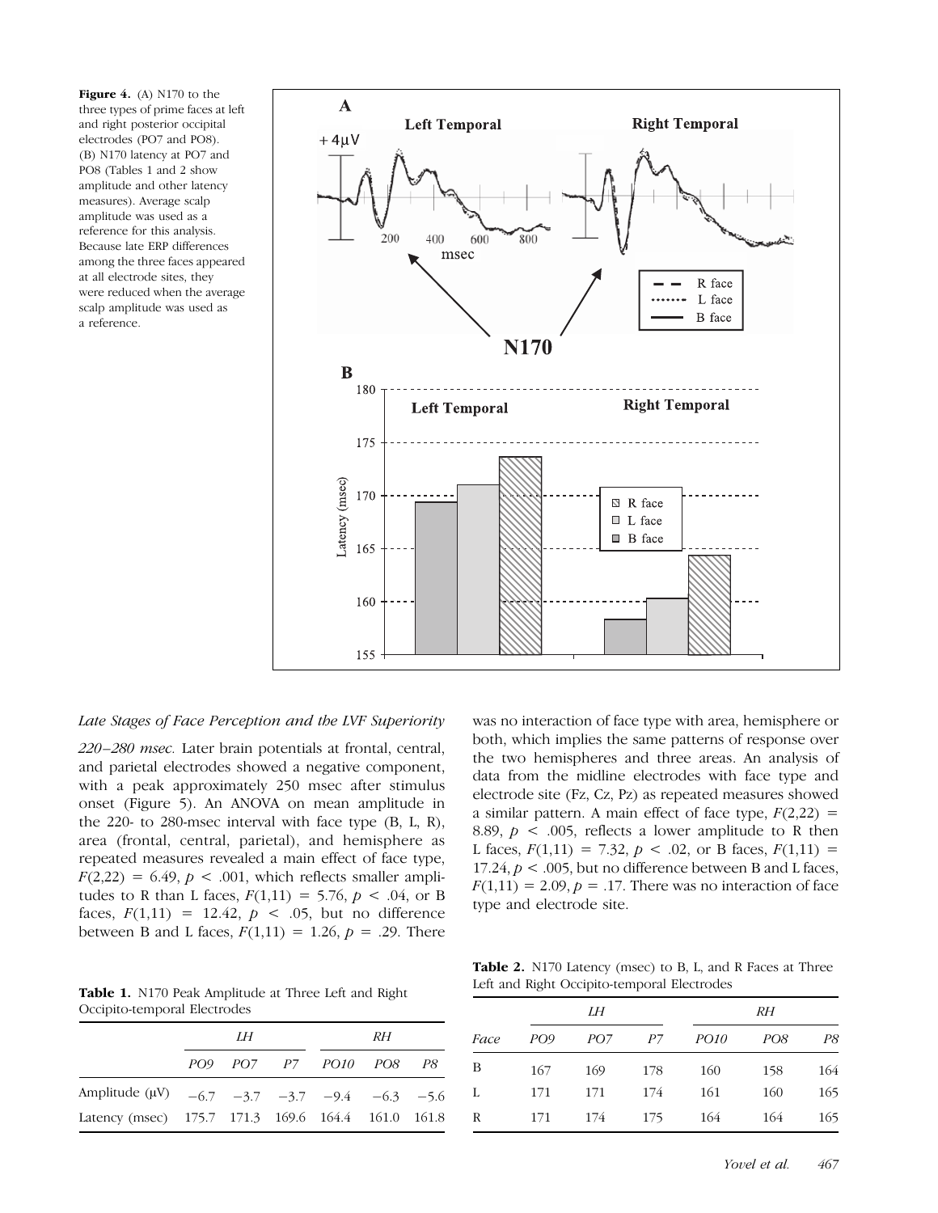**Figure 4.** (A) N170 to the three types of prime faces at left and right posterior occipital electrodes (PO7 and PO8). (B) N170 latency at PO7 and PO8 (Tables 1 and 2 show amplitude and other latency measures). Average scalp amplitude was used as a reference for this analysis. Because late ERP differences among the three faces appeared at all electrode sites, they were reduced when the average scalp amplitude was used as a reference.

### *Late Stages of Face Perception and the LVF Superiority*

*220–280 msec.* Later brain potentials at frontal, central, and parietal electrodes showed a negative component, with a peak approximately 250 msec after stimulus onset (Figure 5). An ANOVA on mean amplitude in the 220- to 280-msec interval with face type (B, L, R), area (frontal, central, parietal), and hemisphere as repeated measures revealed a main effect of face type, $F(2,22) = 6.49$, $p < .001$, which reflects smaller amplitudes to R than L faces, $F(1,11) = 5.76$, $p < .04$, or B faces, $F(1,11) = 12.42$, $p < .05$, but no difference between B and L faces, $F(1,11) = 1.26$, $p = .29$. There was no interaction of face type with area, hemisphere or both, which implies the same patterns of response over the two hemispheres and three areas. An analysis of data from the midline electrodes with face type and electrode site (Fz, Cz, Pz) as repeated measures showed a similar pattern. A main effect of face type, $F(2,22) = 8.89$, $p < .005$, reflects a lower amplitude to R then L faces, $F(1,11) = 7.32$, $p < .02$, or B faces, $F(1,11) = 17.24$, $p < .005$, but no difference between B and L faces, $F(1,11) = 2.09$, $p = .17$. There was no interaction of face type and electrode site.

**Table 1.** N170 Peak Amplitude at Three Left and Right Occipito-temporal Electrodes

| | LH | | | RH | | |
|---|---|---|---|---|---|---|
| | PO9 | PO7 | P7 | PO10 | PO8 | P8 |
| Amplitude (μV) | −6.7 | −3.7 | −3.7 | −9.4 | −6.3 | −5.6 |
| Latency (msec) | 175.7 | 171.3 | 169.6 | 164.4 | 161.0 | 161.8 |

**Table 2.** N170 Latency (msec) to B, L, and R Faces at Three Left and Right Occipito-temporal Electrodes

| | LH | | | RH | | |
|---|---|---|---|---|---|---|
| Face | PO9 | PO7 | P7 | PO10 | PO8 | P8 |
| B | 167 | 169 | 178 | 160 | 158 | 164 |
| L | 171 | 171 | 174 | 161 | 160 | 165 |
| R | 171 | 174 | 175 | 164 | 164 | 165 |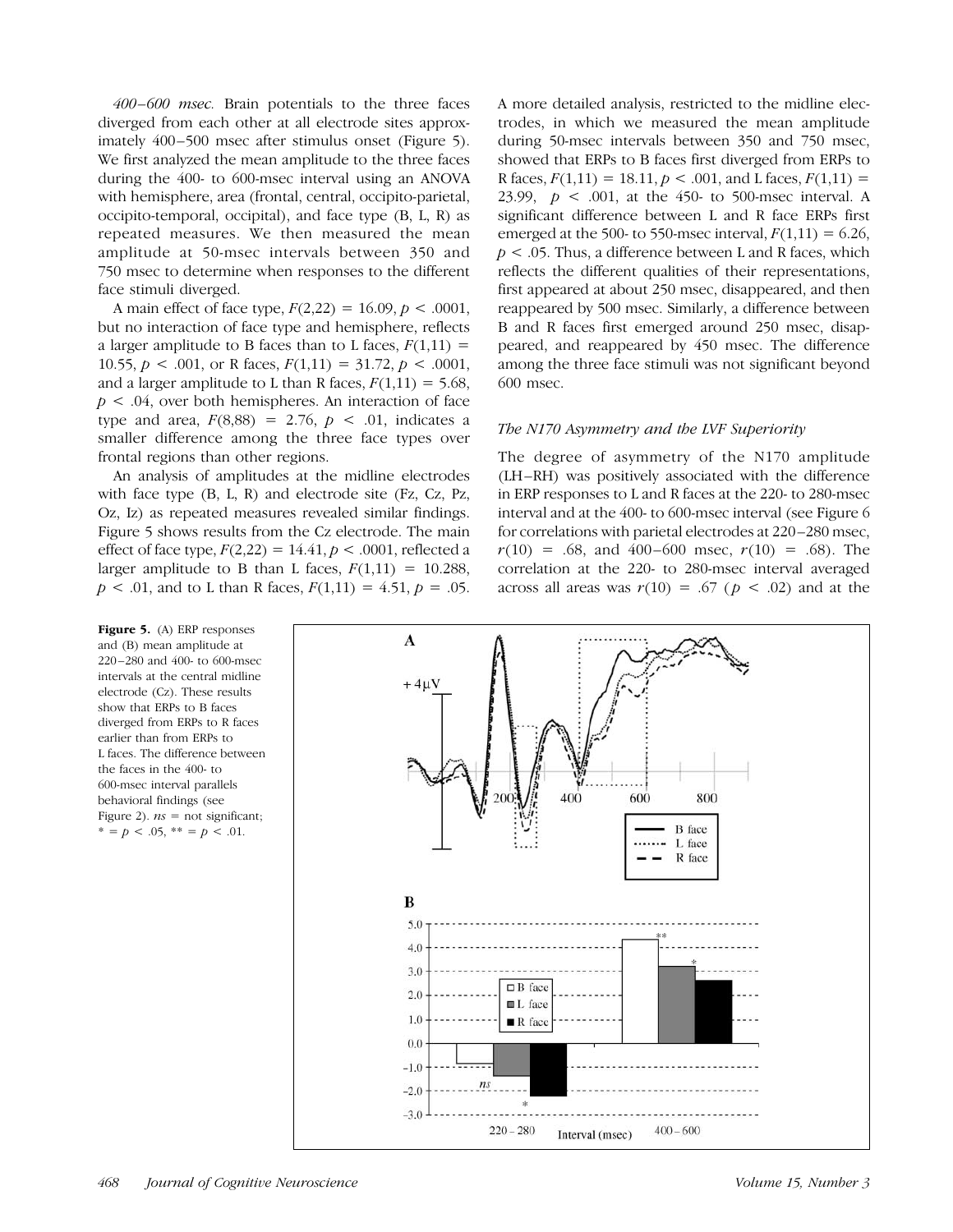*400–600 msec.* Brain potentials to the three faces diverged from each other at all electrode sites approximately 400–500 msec after stimulus onset (Figure 5). We first analyzed the mean amplitude to the three faces during the 400- to 600-msec interval using an ANOVA with hemisphere, area (frontal, central, occipito-parietal, occipito-temporal, occipital), and face type (B, L, R) as repeated measures. We then measured the mean amplitude at 50-msec intervals between 350 and 750 msec to determine when responses to the different face stimuli diverged.

A main effect of face type, $F(2,22) = 16.09$, $p < .0001$, but no interaction of face type and hemisphere, reflects a larger amplitude to B faces than to L faces, $F(1,11) = 10.55$, $p < .001$, or R faces, $F(1,11) = 31.72$, $p < .0001$, and a larger amplitude to L than R faces, $F(1,11) = 5.68$, $p < .04$, over both hemispheres. An interaction of face type and area, $F(8,88) = 2.76$, $p < .01$, indicates a smaller difference among the three face types over frontal regions than other regions.

An analysis of amplitudes at the midline electrodes with face type (B, L, R) and electrode site (Fz, Cz, Pz, Oz, Iz) as repeated measures revealed similar findings. Figure 5 shows results from the Cz electrode. The main effect of face type, $F(2,22) = 14.41$, $p < .0001$, reflected a larger amplitude to B than L faces, $F(1,11) = 10.288$, $p < .01$, and to L than R faces, $F(1,11) = 4.51$, $p = .05$. A more detailed analysis, restricted to the midline electrodes, in which we measured the mean amplitude during 50-msec intervals between 350 and 750 msec, showed that ERPs to B faces first diverged from ERPs to R faces, $F(1,11) = 18.11$, $p < .001$, and L faces, $F(1,11) = 23.99$, $p < .001$, at the 450- to 500-msec interval. A significant difference between L and R face ERPs first emerged at the 500- to 550-msec interval, $F(1,11) = 6.26$, $p < .05$. Thus, a difference between L and R faces, which reflects the different qualities of their representations, first appeared at about 250 msec, disappeared, and then reappeared by 500 msec. Similarly, a difference between B and R faces first emerged around 250 msec, disappeared, and reappeared by 450 msec. The difference among the three face stimuli was not significant beyond 600 msec.

### The N170 Asymmetry and the LVF Superiority

The degree of asymmetry of the N170 amplitude (LH–RH) was positively associated with the difference in ERP responses to L and R faces at the 220- to 280-msec interval and at the 400- to 600-msec interval (see Figure 6 for correlations with parietal electrodes at 220–280 msec, $r(10) = .68$, and 400–600 msec, $r(10) = .68$). The correlation at the 220- to 280-msec interval averaged across all areas was $r(10) = .67$ ($p < .02$) and at the

**Figure 5.** (A) ERP responses and (B) mean amplitude at 220–280 and 400- to 600-msec intervals at the central midline electrode (Cz). These results show that ERPs to B faces diverged from ERPs to R faces earlier than from ERPs to L faces. The difference between the faces in the 400- to 600-msec interval parallels behavioral findings (see Figure 2). *ns* = not significant; * = $p < .05$, ** = $p < .01$.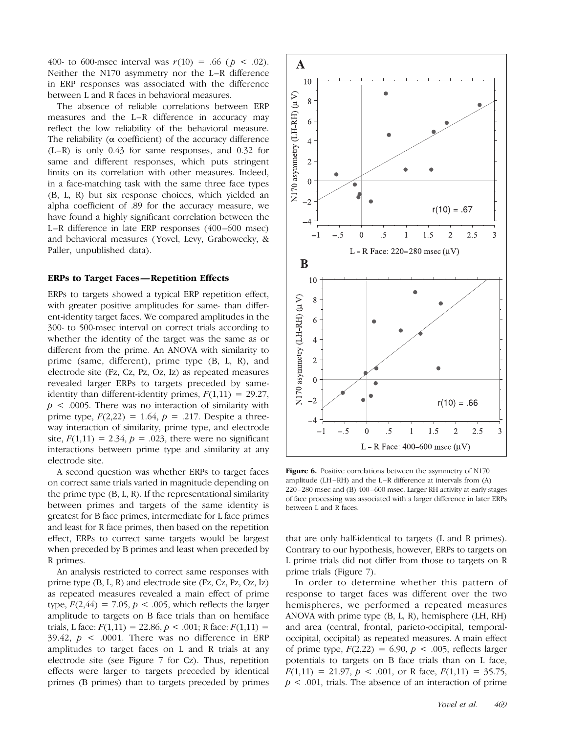400- to 600-msec interval was $r(10) = .66$ ($p < .02$). Neither the N170 asymmetry nor the L–R difference in ERP responses was associated with the difference between L and R faces in behavioral measures.

The absence of reliable correlations between ERP measures and the L–R difference in accuracy may reflect the low reliability of the behavioral measure. The reliability ($\alpha$ coefficient) of the accuracy difference (L–R) is only 0.43 for same responses, and 0.32 for same and different responses, which puts stringent limits on its correlation with other measures. Indeed, in a face-matching task with the same three face types (B, L, R) but six response choices, which yielded an alpha coefficient of .89 for the accuracy measure, we have found a highly significant correlation between the L–R difference in late ERP responses (400–600 msec) and behavioral measures (Yovel, Levy, Grabowecky, & Paller, unpublished data).

### ERPs to Target Faces—Repetition Effects

ERPs to targets showed a typical ERP repetition effect, with greater positive amplitudes for same- than different-identity target faces. We compared amplitudes in the 300- to 500-msec interval on correct trials according to whether the identity of the target was the same as or different from the prime. An ANOVA with similarity to prime (same, different), prime type (B, L, R), and electrode site (Fz, Cz, Pz, Oz, Iz) as repeated measures revealed larger ERPs to targets preceded by same-identity than different-identity primes, $F(1,11) = 29.27$, $p < .0005$. There was no interaction of similarity with prime type, $F(2,22) = 1.64$, $p = .217$. Despite a three-way interaction of similarity, prime type, and electrode site, $F(1,11) = 2.34$, $p = .023$, there were no significant interactions between prime type and similarity at any electrode site.

A second question was whether ERPs to target faces on correct same trials varied in magnitude depending on the prime type (B, L, R). If the representational similarity between primes and targets of the same identity is greatest for B face primes, intermediate for L face primes and least for R face primes, then based on the repetition effect, ERPs to correct same targets would be largest when preceded by B primes and least when preceded by R primes.

An analysis restricted to correct same responses with prime type (B, L, R) and electrode site (Fz, Cz, Pz, Oz, Iz) as repeated measures revealed a main effect of prime type, $F(2,44) = 7.05$, $p < .005$, which reflects the larger amplitude to targets on B face trials than on hemiface trials, L face: $F(1,11) = 22.86$, $p < .001$; R face: $F(1,11) = 39.42$, $p < .0001$. There was no difference in ERP amplitudes to target faces on L and R trials at any electrode site (see Figure 7 for Cz). Thus, repetition effects were larger to targets preceded by identical primes (B primes) than to targets preceded by primes that are only half-identical to targets (L and R primes). Contrary to our hypothesis, however, ERPs to targets on L prime trials did not differ from those to targets on R prime trials (Figure 7).

**Figure 6.** Positive correlations between the asymmetry of N170 amplitude (LH–RH) and the L–R difference at intervals from (A) 220–280 msec and (B) 400–600 msec. Larger RH activity at early stages of face processing was associated with a larger difference in later ERPs between L and R faces.

In order to determine whether this pattern of response to target faces was different over the two hemispheres, we performed a repeated measures ANOVA with prime type (B, L, R), hemisphere (LH, RH) and area (central, frontal, parieto-occipital, temporal-occipital, occipital) as repeated measures. A main effect of prime type, $F(2,22) = 6.90$, $p < .005$, reflects larger potentials to targets on B face trials than on L face, $F(1,11) = 21.97$, $p < .001$, or R face, $F(1,11) = 35.75$, $p < .001$, trials. The absence of an interaction of prime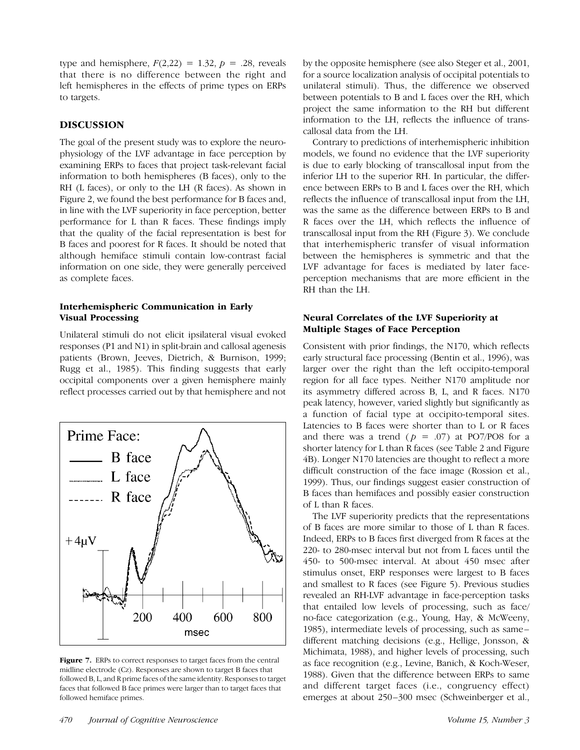type and hemisphere, $F(2,22) = 1.32$, $p = .28$, reveals that there is no difference between the right and left hemispheres in the effects of prime types on ERPs to targets.

## DISCUSSION

The goal of the present study was to explore the neurophysiology of the LVF advantage in face perception by examining ERPs to faces that project task-relevant facial information to both hemispheres (B faces), only to the RH (L faces), or only to the LH (R faces). As shown in Figure 2, we found the best performance for B faces and, in line with the LVF superiority in face perception, better performance for L than R faces. These findings imply that the quality of the facial representation is best for B faces and poorest for R faces. It should be noted that although hemiface stimuli contain low-contrast facial information on one side, they were generally perceived as complete faces.

### Interhemispheric Communication in Early Visual Processing

Unilateral stimuli do not elicit ipsilateral visual evoked responses (P1 and N1) in split-brain and callosal agenesis patients (Brown, Jeeves, Dietrich, & Burnison, 1999; Rugg et al., 1985). This finding suggests that early occipital components over a given hemisphere mainly reflect processes carried out by that hemisphere and not by the opposite hemisphere (see also Steger et al., 2001, for a source localization analysis of occipital potentials to unilateral stimuli). Thus, the difference we observed between potentials to B and L faces over the RH, which project the same information to the RH but different information to the LH, reflects the influence of transcallosal data from the LH.

Contrary to predictions of interhemispheric inhibition models, we found no evidence that the LVF superiority is due to early blocking of transcallosal input from the inferior LH to the superior RH. In particular, the difference between ERPs to B and L faces over the RH, which reflects the influence of transcallosal input from the LH, was the same as the difference between ERPs to B and R faces over the LH, which reflects the influence of transcallosal input from the RH (Figure 3). We conclude that interhemispheric transfer of visual information between the hemispheres is symmetric and that the LVF advantage for faces is mediated by later face-perception mechanisms that are more efficient in the RH than the LH.

**Figure 7.** ERPs to correct responses to target faces from the central midline electrode (Cz). Responses are shown to target B faces that followed B, L, and R prime faces of the same identity. Responses to target faces that followed B face primes were larger than to target faces that followed hemiface primes.

### Neural Correlates of the LVF Superiority at Multiple Stages of Face Perception

Consistent with prior findings, the N170, which reflects early structural face processing (Bentin et al., 1996), was larger over the right than the left occipito-temporal region for all face types. Neither N170 amplitude nor its asymmetry differed across B, L, and R faces. N170 peak latency, however, varied slightly but significantly as a function of facial type at occipito-temporal sites. Latencies to B faces were shorter than to L or R faces and there was a trend ($p = .07$) at PO7/PO8 for a shorter latency for L than R faces (see Table 2 and Figure 4B). Longer N170 latencies are thought to reflect a more difficult construction of the face image (Rossion et al., 1999). Thus, our findings suggest easier construction of B faces than hemifaces and possibly easier construction of L than R faces.

The LVF superiority predicts that the representations of B faces are more similar to those of L than R faces. Indeed, ERPs to B faces first diverged from R faces at the 220- to 280-msec interval but not from L faces until the 450- to 500-msec interval. At about 450 msec after stimulus onset, ERP responses were largest to B faces and smallest to R faces (see Figure 5). Previous studies revealed an RH-LVF advantage in face-perception tasks that entailed low levels of processing, such as face/no-face categorization (e.g., Young, Hay, & McWeeny, 1985), intermediate levels of processing, such as same–different matching decisions (e.g., Hellige, Jonsson, & Michimata, 1988), and higher levels of processing, such as face recognition (e.g., Levine, Banich, & Koch-Weser, 1988). Given that the difference between ERPs to same and different target faces (i.e., congruency effect) emerges at about 250–300 msec (Schweinberger et al.,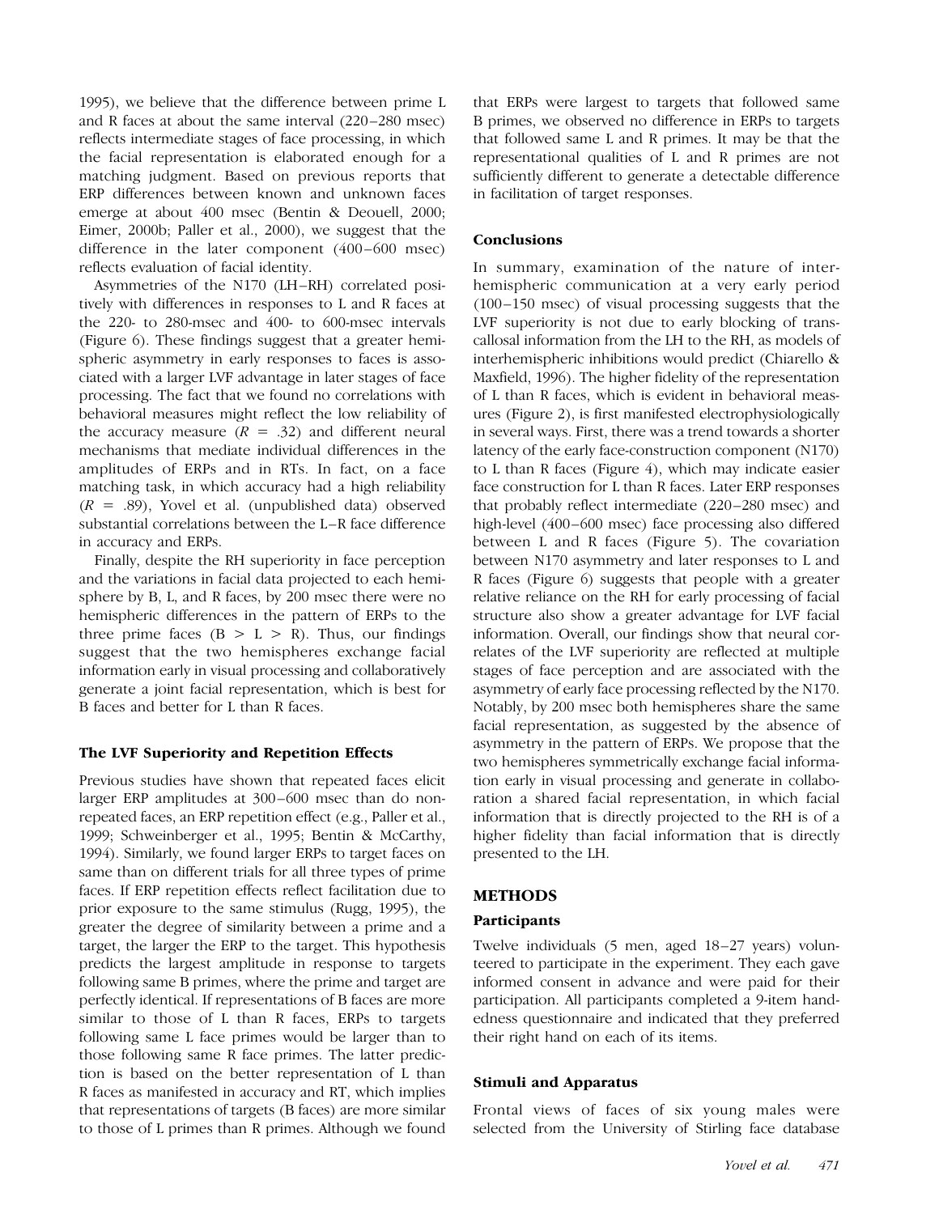1995), we believe that the difference between prime L and R faces at about the same interval (220–280 msec) reflects intermediate stages of face processing, in which the facial representation is elaborated enough for a matching judgment. Based on previous reports that ERP differences between known and unknown faces emerge at about 400 msec (Bentin & Deouell, 2000; Eimer, 2000b; Paller et al., 2000), we suggest that the difference in the later component (400–600 msec) reflects evaluation of facial identity.

Asymmetries of the N170 (LH–RH) correlated positively with differences in responses to L and R faces at the 220- to 280-msec and 400- to 600-msec intervals (Figure 6). These findings suggest that a greater hemispheric asymmetry in early responses to faces is associated with a larger LVF advantage in later stages of face processing. The fact that we found no correlations with behavioral measures might reflect the low reliability of the accuracy measure ($R$ = .32) and different neural mechanisms that mediate individual differences in the amplitudes of ERPs and in RTs. In fact, on a face matching task, in which accuracy had a high reliability ($R$ = .89), Yovel et al. (unpublished data) observed substantial correlations between the L–R face difference in accuracy and ERPs.

Finally, despite the RH superiority in face perception and the variations in facial data projected to each hemisphere by B, L, and R faces, by 200 msec there were no hemispheric differences in the pattern of ERPs to the three prime faces (B > L > R). Thus, our findings suggest that the two hemispheres exchange facial information early in visual processing and collaboratively generate a joint facial representation, which is best for B faces and better for L than R faces.

### The LVF Superiority and Repetition Effects

Previous studies have shown that repeated faces elicit larger ERP amplitudes at 300–600 msec than do nonrepeated faces, an ERP repetition effect (e.g., Paller et al., 1999; Schweinberger et al., 1995; Bentin & McCarthy, 1994). Similarly, we found larger ERPs to target faces on same than on different trials for all three types of prime faces. If ERP repetition effects reflect facilitation due to prior exposure to the same stimulus (Rugg, 1995), the greater the degree of similarity between a prime and a target, the larger the ERP to the target. This hypothesis predicts the largest amplitude in response to targets following same B primes, where the prime and target are perfectly identical. If representations of B faces are more similar to those of L than R faces, ERPs to targets following same L face primes would be larger than to those following same R face primes. The latter prediction is based on the better representation of L than R faces as manifested in accuracy and RT, which implies that representations of targets (B faces) are more similar to those of L primes than R primes. Although we found that ERPs were largest to targets that followed same B primes, we observed no difference in ERPs to targets that followed same L and R primes. It may be that the representational qualities of L and R primes are not sufficiently different to generate a detectable difference in facilitation of target responses.

### Conclusions

In summary, examination of the nature of interhemispheric communication at a very early period (100–150 msec) of visual processing suggests that the LVF superiority is not due to early blocking of transcallosal information from the LH to the RH, as models of interhemispheric inhibitions would predict (Chiarello & Maxfield, 1996). The higher fidelity of the representation of L than R faces, which is evident in behavioral measures (Figure 2), is first manifested electrophysiologically in several ways. First, there was a trend towards a shorter latency of the early face-construction component (N170) to L than R faces (Figure 4), which may indicate easier face construction for L than R faces. Later ERP responses that probably reflect intermediate (220–280 msec) and high-level (400–600 msec) face processing also differed between L and R faces (Figure 5). The covariation between N170 asymmetry and later responses to L and R faces (Figure 6) suggests that people with a greater relative reliance on the RH for early processing of facial structure also show a greater advantage for LVF facial information. Overall, our findings show that neural correlates of the LVF superiority are reflected at multiple stages of face perception and are associated with the asymmetry of early face processing reflected by the N170. Notably, by 200 msec both hemispheres share the same facial representation, as suggested by the absence of asymmetry in the pattern of ERPs. We propose that the two hemispheres symmetrically exchange facial information early in visual processing and generate in collaboration a shared facial representation, in which facial information that is directly projected to the RH is of a higher fidelity than facial information that is directly presented to the LH.

## METHODS

### Participants

Twelve individuals (5 men, aged 18–27 years) volunteered to participate in the experiment. They each gave informed consent in advance and were paid for their participation. All participants completed a 9-item handedness questionnaire and indicated that they preferred their right hand on each of its items.

### Stimuli and Apparatus

Frontal views of faces of six young males were selected from the University of Stirling face database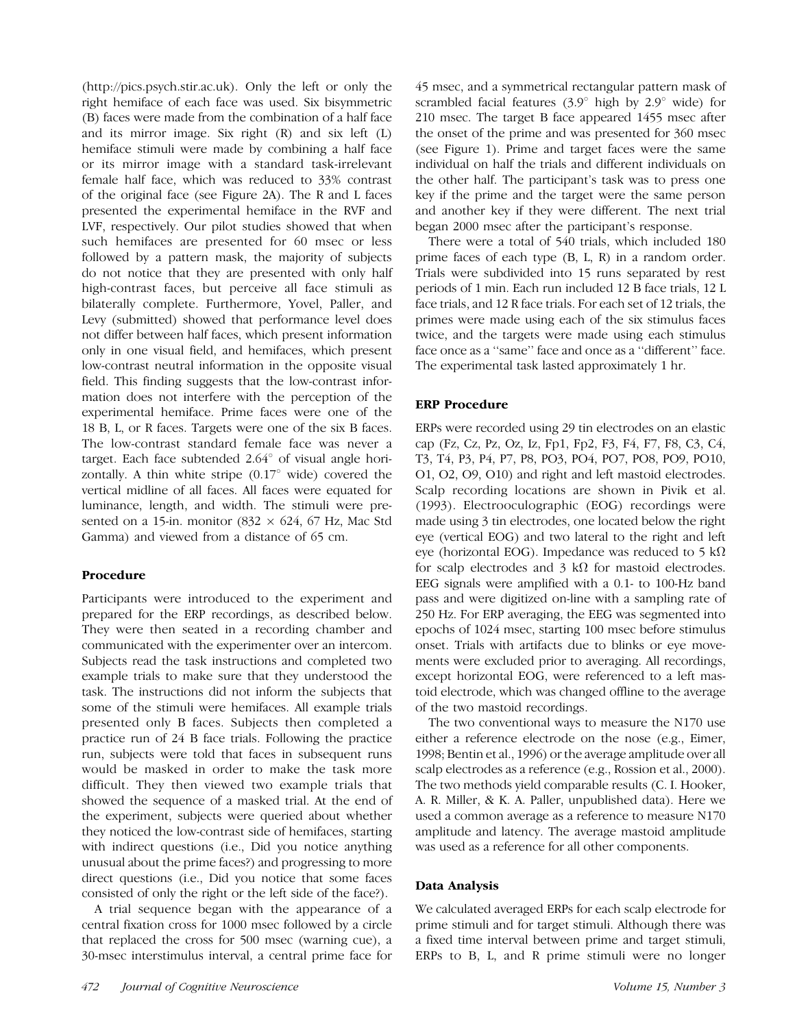(http://pics.psych.stir.ac.uk). Only the left or only the right hemiface of each face was used. Six bisymmetric (B) faces were made from the combination of a half face and its mirror image. Six right (R) and six left (L) hemiface stimuli were made by combining a half face or its mirror image with a standard task-irrelevant female half face, which was reduced to 33% contrast of the original face (see Figure 2A). The R and L faces presented the experimental hemiface in the RVF and LVF, respectively. Our pilot studies showed that when such hemifaces are presented for 60 msec or less followed by a pattern mask, the majority of subjects do not notice that they are presented with only half high-contrast faces, but perceive all face stimuli as bilaterally complete. Furthermore, Yovel, Paller, and Levy (submitted) showed that performance level does not differ between half faces, which present information only in one visual field, and hemifaces, which present low-contrast neutral information in the opposite visual field. This finding suggests that the low-contrast information does not interfere with the perception of the experimental hemiface. Prime faces were one of the 18 B, L, or R faces. Targets were one of the six B faces. The low-contrast standard female face was never a target. Each face subtended 2.64° of visual angle horizontally. A thin white stripe (0.17° wide) covered the vertical midline of all faces. All faces were equated for luminance, length, and width. The stimuli were presented on a 15-in. monitor (832 × 624, 67 Hz, Mac Std Gamma) and viewed from a distance of 65 cm.

## Procedure

Participants were introduced to the experiment and prepared for the ERP recordings, as described below. They were then seated in a recording chamber and communicated with the experimenter over an intercom. Subjects read the task instructions and completed two example trials to make sure that they understood the task. The instructions did not inform the subjects that some of the stimuli were hemifaces. All example trials presented only B faces. Subjects then completed a practice run of 24 B face trials. Following the practice run, subjects were told that faces in subsequent runs would be masked in order to make the task more difficult. They then viewed two example trials that showed the sequence of a masked trial. At the end of the experiment, subjects were queried about whether they noticed the low-contrast side of hemifaces, starting with indirect questions (i.e., Did you notice anything unusual about the prime faces?) and progressing to more direct questions (i.e., Did you notice that some faces consisted of only the right or the left side of the face?).

A trial sequence began with the appearance of a central fixation cross for 1000 msec followed by a circle that replaced the cross for 500 msec (warning cue), a 30-msec interstimulus interval, a central prime face for 45 msec, and a symmetrical rectangular pattern mask of scrambled facial features (3.9° high by 2.9° wide) for 210 msec. The target B face appeared 1455 msec after the onset of the prime and was presented for 360 msec (see Figure 1). Prime and target faces were the same individual on half the trials and different individuals on the other half. The participant's task was to press one key if the prime and the target were the same person and another key if they were different. The next trial began 2000 msec after the participant's response.

There were a total of 540 trials, which included 180 prime faces of each type (B, L, R) in a random order. Trials were subdivided into 15 runs separated by rest periods of 1 min. Each run included 12 B face trials, 12 L face trials, and 12 R face trials. For each set of 12 trials, the primes were made using each of the six stimulus faces twice, and the targets were made using each stimulus face once as a "same" face and once as a "different" face. The experimental task lasted approximately 1 hr.

## ERP Procedure

ERPs were recorded using 29 tin electrodes on an elastic cap (Fz, Cz, Pz, Oz, Iz, Fp1, Fp2, F3, F4, F7, F8, C3, C4, T3, T4, P3, P4, P7, P8, PO3, PO4, PO7, PO8, PO9, PO10, O1, O2, O9, O10) and right and left mastoid electrodes. Scalp recording locations are shown in Pivik et al. (1993). Electrooculographic (EOG) recordings were made using 3 tin electrodes, one located below the right eye (vertical EOG) and two lateral to the right and left eye (horizontal EOG). Impedance was reduced to 5 kΩ for scalp electrodes and 3 kΩ for mastoid electrodes. EEG signals were amplified with a 0.1- to 100-Hz band pass and were digitized on-line with a sampling rate of 250 Hz. For ERP averaging, the EEG was segmented into epochs of 1024 msec, starting 100 msec before stimulus onset. Trials with artifacts due to blinks or eye movements were excluded prior to averaging. All recordings, except horizontal EOG, were referenced to a left mastoid electrode, which was changed offline to the average of the two mastoid recordings.

The two conventional ways to measure the N170 use either a reference electrode on the nose (e.g., Eimer, 1998; Bentin et al., 1996) or the average amplitude over all scalp electrodes as a reference (e.g., Rossion et al., 2000). The two methods yield comparable results (C. I. Hooker, A. R. Miller, & K. A. Paller, unpublished data). Here we used a common average as a reference to measure N170 amplitude and latency. The average mastoid amplitude was used as a reference for all other components.

## Data Analysis

We calculated averaged ERPs for each scalp electrode for prime stimuli and for target stimuli. Although there was a fixed time interval between prime and target stimuli, ERPs to B, L, and R prime stimuli were no longer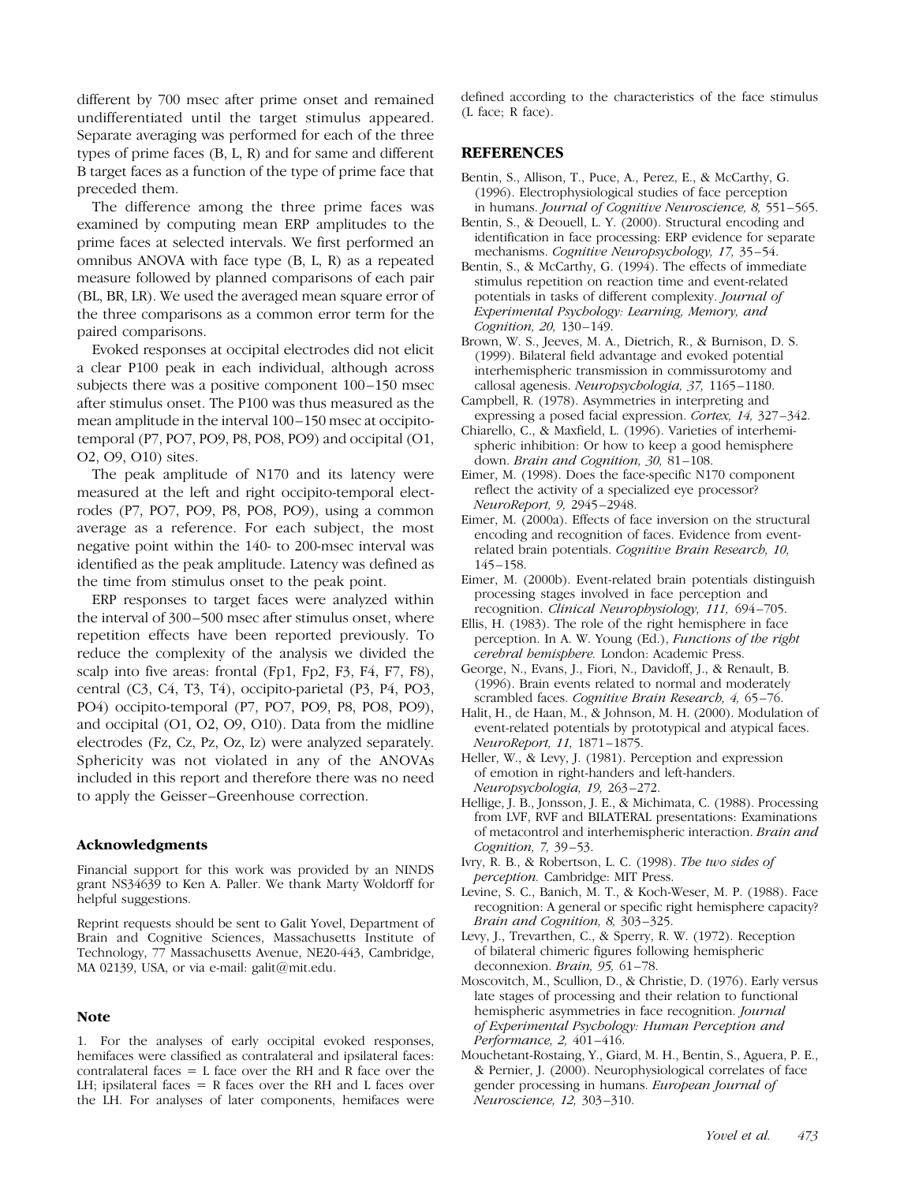different by 700 msec after prime onset and remained undifferentiated until the target stimulus appeared. Separate averaging was performed for each of the three types of prime faces (B, L, R) and for same and different B target faces as a function of the type of prime face that preceded them.

The difference among the three prime faces was examined by computing mean ERP amplitudes to the prime faces at selected intervals. We first performed an omnibus ANOVA with face type (B, L, R) as a repeated measure followed by planned comparisons of each pair (BL, BR, LR). We used the averaged mean square error of the three comparisons as a common error term for the paired comparisons.

Evoked responses at occipital electrodes did not elicit a clear P100 peak in each individual, although across subjects there was a positive component 100–150 msec after stimulus onset. The P100 was thus measured as the mean amplitude in the interval 100–150 msec at occipito-temporal (P7, PO7, PO9, P8, PO8, PO9) and occipital (O1, O2, O9, O10) sites.

The peak amplitude of N170 and its latency were measured at the left and right occipito-temporal electrodes (P7, PO7, PO9, P8, PO8, PO9), using a common average as a reference. For each subject, the most negative point within the 140- to 200-msec interval was identified as the peak amplitude. Latency was defined as the time from stimulus onset to the peak point.

ERP responses to target faces were analyzed within the interval of 300–500 msec after stimulus onset, where repetition effects have been reported previously. To reduce the complexity of the analysis we divided the scalp into five areas: frontal (Fp1, Fp2, F3, F4, F7, F8), central (C3, C4, T3, T4), occipito-parietal (P3, P4, PO3, PO4) occipito-temporal (P7, PO7, PO9, P8, PO8, PO9), and occipital (O1, O2, O9, O10). Data from the midline electrodes (Fz, Cz, Pz, Oz, Iz) were analyzed separately. Sphericity was not violated in any of the ANOVAs included in this report and therefore there was no need to apply the Geisser–Greenhouse correction.

### Acknowledgments

Financial support for this work was provided by an NINDS grant NS34639 to Ken A. Paller. We thank Marty Woldorff for helpful suggestions.

Reprint requests should be sent to Galit Yovel, Department of Brain and Cognitive Sciences, Massachusetts Institute of Technology, 77 Massachusetts Avenue, NE20-443, Cambridge, MA 02139, USA, or via e-mail: galit@mit.edu.

### Note

1. For the analyses of early occipital evoked responses, hemifaces were classified as contralateral and ipsilateral faces: contralateral faces = L face over the RH and R face over the LH; ipsilateral faces = R faces over the RH and L faces over the LH. For analyses of later components, hemifaces were defined according to the characteristics of the face stimulus (L face; R face).

## REFERENCES

Bentin, S., Allison, T., Puce, A., Perez, E., & McCarthy, G. (1996). Electrophysiological studies of face perception in humans. *Journal of Cognitive Neuroscience, 8,* 551–565.

Bentin, S., & Deouell, L. Y. (2000). Structural encoding and identification in face processing: ERP evidence for separate mechanisms. *Cognitive Neuropsychology, 17,* 35–54.

Bentin, S., & McCarthy, G. (1994). The effects of immediate stimulus repetition on reaction time and event-related potentials in tasks of different complexity. *Journal of Experimental Psychology: Learning, Memory, and Cognition, 20,* 130–149.

Brown, W. S., Jeeves, M. A., Dietrich, R., & Burnison, D. S. (1999). Bilateral field advantage and evoked potential interhemispheric transmission in commissurotomy and callosal agenesis. *Neuropsychologia, 37,* 1165–1180.

Campbell, R. (1978). Asymmetries in interpreting and expressing a posed facial expression. *Cortex, 14,* 327–342.

Chiarello, C., & Maxfield, L. (1996). Varieties of interhemispheric inhibition: Or how to keep a good hemisphere down. *Brain and Cognition, 30,* 81–108.

Eimer, M. (1998). Does the face-specific N170 component reflect the activity of a specialized eye processor? *NeuroReport, 9,* 2945–2948.

Eimer, M. (2000a). Effects of face inversion on the structural encoding and recognition of faces. Evidence from event-related brain potentials. *Cognitive Brain Research, 10,* 145–158.

Eimer, M. (2000b). Event-related brain potentials distinguish processing stages involved in face perception and recognition. *Clinical Neurophysiology, 111,* 694–705.

Ellis, H. (1983). The role of the right hemisphere in face perception. In A. W. Young (Ed.), *Functions of the right cerebral hemisphere.* London: Academic Press.

George, N., Evans, J., Fiori, N., Davidoff, J., & Renault, B. (1996). Brain events related to normal and moderately scrambled faces. *Cognitive Brain Research, 4,* 65–76.

Halit, H., de Haan, M., & Johnson, M. H. (2000). Modulation of event-related potentials by prototypical and atypical faces. *NeuroReport, 11,* 1871–1875.

Heller, W., & Levy, J. (1981). Perception and expression of emotion in right-handers and left-handers. *Neuropsychologia, 19,* 263–272.

Hellige, J. B., Jonsson, J. E., & Michimata, C. (1988). Processing from LVF, RVF and BILATERAL presentations: Examinations of metacontrol and interhemispheric interaction. *Brain and Cognition, 7,* 39–53.

Ivry, R. B., & Robertson, L. C. (1998). *The two sides of perception.* Cambridge: MIT Press.

Levine, S. C., Banich, M. T., & Koch-Weser, M. P. (1988). Face recognition: A general or specific right hemisphere capacity? *Brain and Cognition, 8,* 303–325.

Levy, J., Trevarthen, C., & Sperry, R. W. (1972). Reception of bilateral chimeric figures following hemispheric deconnexion. *Brain, 95,* 61–78.

Moscovitch, M., Scullion, D., & Christie, D. (1976). Early versus late stages of processing and their relation to functional hemispheric asymmetries in face recognition. *Journal of Experimental Psychology: Human Perception and Performance, 2,* 401–416.

Mouchetant-Rostaing, Y., Giard, M. H., Bentin, S., Aguera, P. E., & Pernier, J. (2000). Neurophysiological correlates of face gender processing in humans. *European Journal of Neuroscience, 12,* 303–310.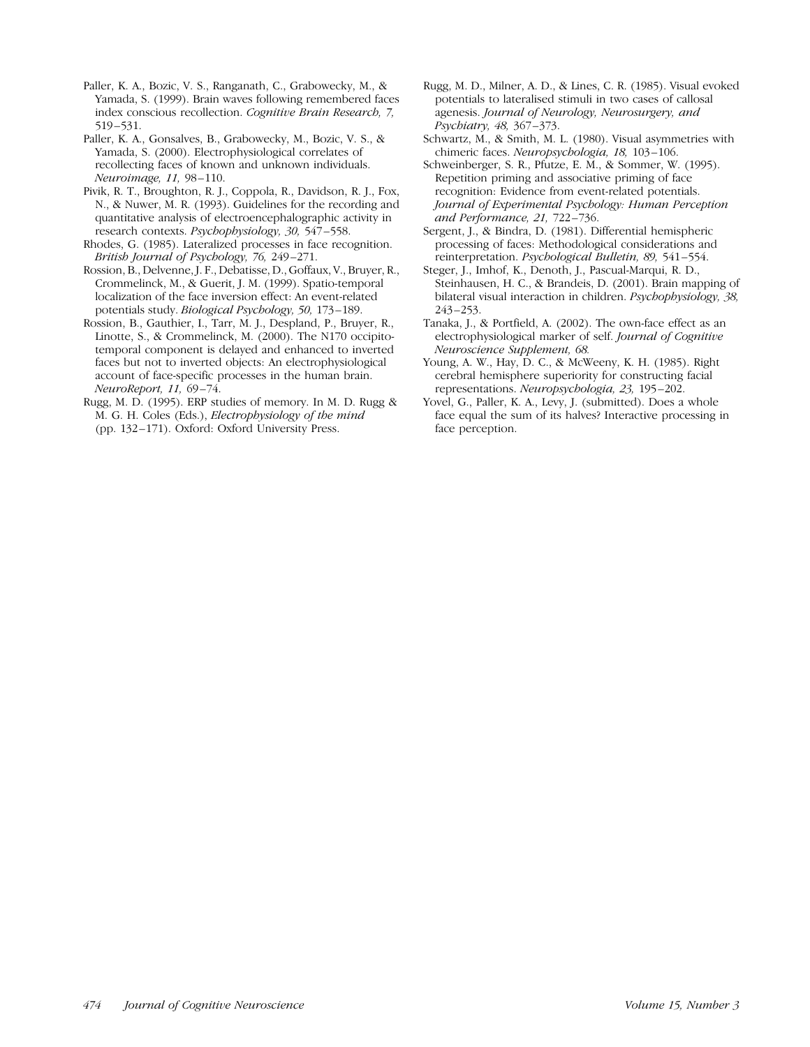Paller, K. A., Bozic, V. S., Ranganath, C., Grabowecky, M., & Yamada, S. (1999). Brain waves following remembered faces index conscious recollection. *Cognitive Brain Research, 7,* 519–531.

Paller, K. A., Gonsalves, B., Grabowecky, M., Bozic, V. S., & Yamada, S. (2000). Electrophysiological correlates of recollecting faces of known and unknown individuals. *Neuroimage, 11,* 98–110.

Pivik, R. T., Broughton, R. J., Coppola, R., Davidson, R. J., Fox, N., & Nuwer, M. R. (1993). Guidelines for the recording and quantitative analysis of electroencephalographic activity in research contexts. *Psychophysiology, 30,* 547–558.

Rhodes, G. (1985). Lateralized processes in face recognition. *British Journal of Psychology, 76,* 249–271.

Rossion, B., Delvenne, J. F., Debatisse, D., Goffaux, V., Bruyer, R., Crommelinck, M., & Guerit, J. M. (1999). Spatio-temporal localization of the face inversion effect: An event-related potentials study. *Biological Psychology, 50,* 173–189.

Rossion, B., Gauthier, I., Tarr, M. J., Despland, P., Bruyer, R., Linotte, S., & Crommelinck, M. (2000). The N170 occipito-temporal component is delayed and enhanced to inverted faces but not to inverted objects: An electrophysiological account of face-specific processes in the human brain. *NeuroReport, 11,* 69–74.

Rugg, M. D. (1995). ERP studies of memory. In M. D. Rugg & M. G. H. Coles (Eds.), *Electrophysiology of the mind* (pp. 132–171). Oxford: Oxford University Press.

Rugg, M. D., Milner, A. D., & Lines, C. R. (1985). Visual evoked potentials to lateralised stimuli in two cases of callosal agenesis. *Journal of Neurology, Neurosurgery, and Psychiatry, 48,* 367–373.

Schwartz, M., & Smith, M. L. (1980). Visual asymmetries with chimeric faces. *Neuropsychologia, 18,* 103–106.

Schweinberger, S. R., Pfutze, E. M., & Sommer, W. (1995). Repetition priming and associative priming of face recognition: Evidence from event-related potentials. *Journal of Experimental Psychology: Human Perception and Performance, 21,* 722–736.

Sergent, J., & Bindra, D. (1981). Differential hemispheric processing of faces: Methodological considerations and reinterpretation. *Psychological Bulletin, 89,* 541–554.

Steger, J., Imhof, K., Denoth, J., Pascual-Marqui, R. D., Steinhausen, H. C., & Brandeis, D. (2001). Brain mapping of bilateral visual interaction in children. *Psychophysiology, 38,* 243–253.

Tanaka, J., & Portfield, A. (2002). The own-face effect as an electrophysiological marker of self. *Journal of Cognitive Neuroscience Supplement, 68.*

Young, A. W., Hay, D. C., & McWeeny, K. H. (1985). Right cerebral hemisphere superiority for constructing facial representations. *Neuropsychologia, 23,* 195–202.

Yovel, G., Paller, K. A., Levy, J. (submitted). Does a whole face equal the sum of its halves? Interactive processing in face perception.